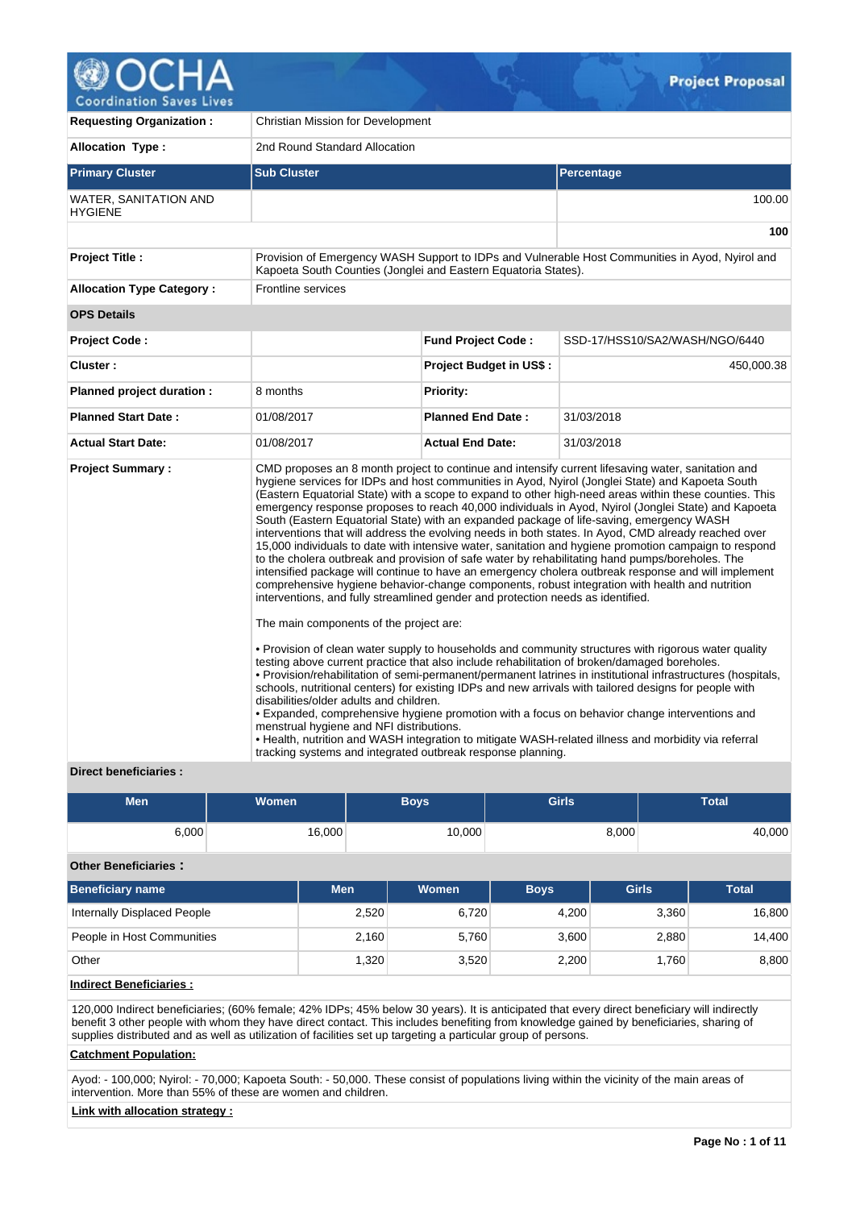# OCHA Coordination Saves Lives — Project Proposal

| | |
|---|---|
| **Requesting Organization :** | Christian Mission for Development |
| **Allocation Type :** | 2nd Round Standard Allocation |

| **Primary Cluster** | **Sub Cluster** | **Percentage** |
|---|---|---|
| WATER, SANITATION AND HYGIENE | | 100.00 |
| | | **100** |

| | |
|---|---|
| **Project Title :** | Provision of Emergency WASH Support to IDPs and Vulnerable Host Communities in Ayod, Nyirol and Kapoeta South Counties (Jonglei and Eastern Equatoria States). |
| **Allocation Type Category :** | Frontline services |

**OPS Details**

| | | | |
|---|---|---|---|
| **Project Code :** | | **Fund Project Code :** | SSD-17/HSS10/SA2/WASH/NGO/6440 |
| **Cluster :** | | **Project Budget in US$ :** | 450,000.38 |
| **Planned project duration :** | 8 months | **Priority:** | |
| **Planned Start Date :** | 01/08/2017 | **Planned End Date :** | 31/03/2018 |
| **Actual Start Date:** | 01/08/2017 | **Actual End Date:** | 31/03/2018 |

**Project Summary :**

CMD proposes an 8 month project to continue and intensify current lifesaving water, sanitation and hygiene services for IDPs and host communities in Ayod, Nyirol (Jonglei State) and Kapoeta South (Eastern Equatorial State) with a scope to expand to other high-need areas within these counties. This emergency response proposes to reach 40,000 individuals in Ayod, Nyirol (Jonglei State) and Kapoeta South (Eastern Equatorial State) with an expanded package of life-saving, emergency WASH interventions that will address the evolving needs in both states. In Ayod, CMD already reached over 15,000 individuals to date with intensive water, sanitation and hygiene promotion campaign to respond to the cholera outbreak and provision of safe water by rehabilitating hand pumps/boreholes. The intensified package will continue to have an emergency cholera outbreak response and will implement comprehensive hygiene behavior-change components, robust integration with health and nutrition interventions, and fully streamlined gender and protection needs as identified.

The main components of the project are:

• Provision of clean water supply to households and community structures with rigorous water quality testing above current practice that also include rehabilitation of broken/damaged boreholes.
• Provision/rehabilitation of semi-permanent/permanent latrines in institutional infrastructures (hospitals, schools, nutritional centers) for existing IDPs and new arrivals with tailored designs for people with disabilities/older adults and children.
• Expanded, comprehensive hygiene promotion with a focus on behavior change interventions and menstrual hygiene and NFI distributions.
• Health, nutrition and WASH integration to mitigate WASH-related illness and morbidity via referral tracking systems and integrated outbreak response planning.

**Direct beneficiaries :**

| Men | Women | Boys | Girls | Total |
|---|---|---|---|---|
| 6,000 | 16,000 | 10,000 | 8,000 | 40,000 |

**Other Beneficiaries :**

| Beneficiary name | Men | Women | Boys | Girls | Total |
|---|---|---|---|---|---|
| Internally Displaced People | 2,520 | 6,720 | 4,200 | 3,360 | 16,800 |
| People in Host Communities | 2,160 | 5,760 | 3,600 | 2,880 | 14,400 |
| Other | 1,320 | 3,520 | 2,200 | 1,760 | 8,800 |

**Indirect Beneficiaries :**

120,000 Indirect beneficiaries; (60% female; 42% IDPs; 45% below 30 years). It is anticipated that every direct beneficiary will indirectly benefit 3 other people with whom they have direct contact. This includes benefiting from knowledge gained by beneficiaries, sharing of supplies distributed and as well as utilization of facilities set up targeting a particular group of persons.

**Catchment Population:**

Ayod: - 100,000; Nyirol: - 70,000; Kapoeta South: - 50,000. These consist of populations living within the vicinity of the main areas of intervention. More than 55% of these are women and children.

**Link with allocation strategy :**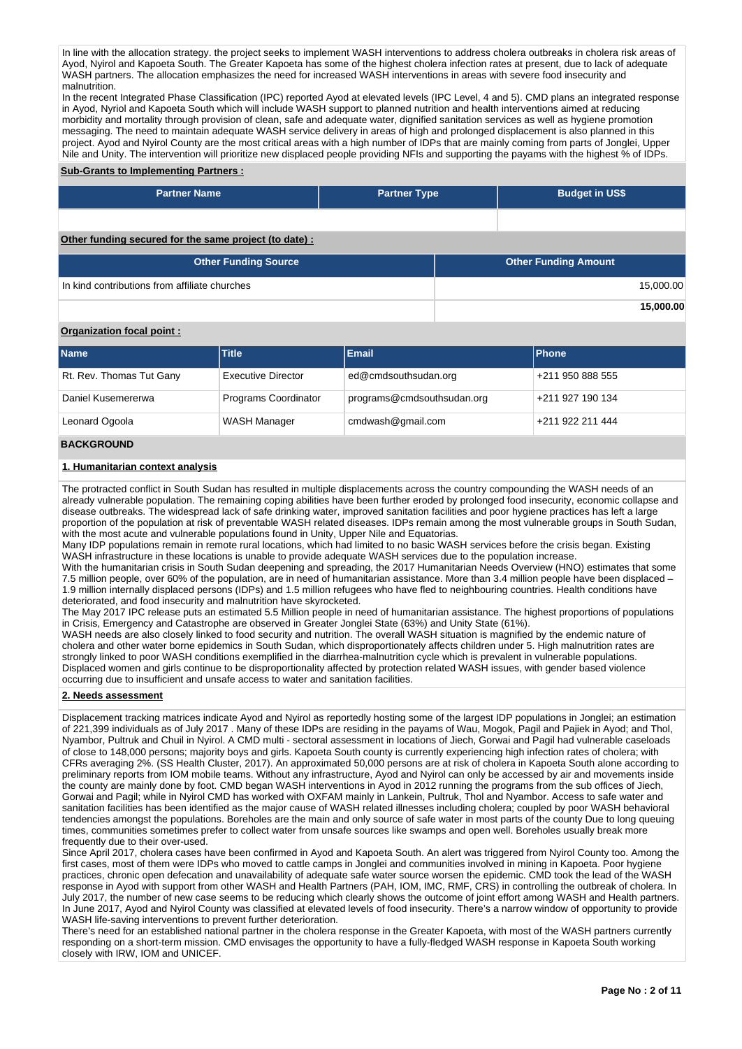In line with the allocation strategy. the project seeks to implement WASH interventions to address cholera outbreaks in cholera risk areas of Ayod, Nyirol and Kapoeta South. The Greater Kapoeta has some of the highest cholera infection rates at present, due to lack of adequate WASH partners. The allocation emphasizes the need for increased WASH interventions in areas with severe food insecurity and malnutrition.
In the recent Integrated Phase Classification (IPC) reported Ayod at elevated levels (IPC Level, 4 and 5). CMD plans an integrated response in Ayod, Nyriol and Kapoeta South which will include WASH support to planned nutrition and health interventions aimed at reducing morbidity and mortality through provision of clean, safe and adequate water, dignified sanitation services as well as hygiene promotion messaging. The need to maintain adequate WASH service delivery in areas of high and prolonged displacement is also planned in this project. Ayod and Nyirol County are the most critical areas with a high number of IDPs that are mainly coming from parts of Jonglei, Upper Nile and Unity. The intervention will prioritize new displaced people providing NFIs and supporting the payams with the highest % of IDPs.

**Sub-Grants to Implementing Partners :**

| Partner Name | Partner Type | Budget in US$ |
|---|---|---|
| | | |

**Other funding secured for the same project (to date) :**

| Other Funding Source | Other Funding Amount |
|---|---|
| In kind contributions from affiliate churches | 15,000.00 |
| | **15,000.00** |

**Organization focal point :**

| Name | Title | Email | Phone |
|---|---|---|---|
| Rt. Rev. Thomas Tut Gany | Executive Director | ed@cmdsouthsudan.org | +211 950 888 555 |
| Daniel Kusemererwa | Programs Coordinator | programs@cmdsouthsudan.org | +211 927 190 134 |
| Leonard Ogoola | WASH Manager | cmdwash@gmail.com | +211 922 211 444 |

## BACKGROUND

### 1. Humanitarian context analysis

The protracted conflict in South Sudan has resulted in multiple displacements across the country compounding the WASH needs of an already vulnerable population. The remaining coping abilities have been further eroded by prolonged food insecurity, economic collapse and disease outbreaks. The widespread lack of safe drinking water, improved sanitation facilities and poor hygiene practices has left a large proportion of the population at risk of preventable WASH related diseases. IDPs remain among the most vulnerable groups in South Sudan, with the most acute and vulnerable populations found in Unity, Upper Nile and Equatorias.
Many IDP populations remain in remote rural locations, which had limited to no basic WASH services before the crisis began. Existing WASH infrastructure in these locations is unable to provide adequate WASH services due to the population increase.
With the humanitarian crisis in South Sudan deepening and spreading, the 2017 Humanitarian Needs Overview (HNO) estimates that some 7.5 million people, over 60% of the population, are in need of humanitarian assistance. More than 3.4 million people have been displaced – 1.9 million internally displaced persons (IDPs) and 1.5 million refugees who have fled to neighbouring countries. Health conditions have deteriorated, and food insecurity and malnutrition have skyrocketed.
The May 2017 IPC release puts an estimated 5.5 Million people in need of humanitarian assistance. The highest proportions of populations in Crisis, Emergency and Catastrophe are observed in Greater Jonglei State (63%) and Unity State (61%).
WASH needs are also closely linked to food security and nutrition. The overall WASH situation is magnified by the endemic nature of cholera and other water borne epidemics in South Sudan, which disproportionately affects children under 5. High malnutrition rates are strongly linked to poor WASH conditions exemplified in the diarrhea-malnutrition cycle which is prevalent in vulnerable populations. Displaced women and girls continue to be disproportionality affected by protection related WASH issues, with gender based violence occurring due to insufficient and unsafe access to water and sanitation facilities.

### 2. Needs assessment

Displacement tracking matrices indicate Ayod and Nyirol as reportedly hosting some of the largest IDP populations in Jonglei; an estimation of 221,399 individuals as of July 2017 . Many of these IDPs are residing in the payams of Wau, Mogok, Pagil and Pajiek in Ayod; and Thol, Nyambor, Pultruk and Chuil in Nyirol. A CMD multi - sectoral assessment in locations of Jiech, Gorwai and Pagil had vulnerable caseloads of close to 148,000 persons; majority boys and girls. Kapoeta South county is currently experiencing high infection rates of cholera; with CFRs averaging 2%. (SS Health Cluster, 2017). An approximated 50,000 persons are at risk of cholera in Kapoeta South alone according to preliminary reports from IOM mobile teams. Without any infrastructure, Ayod and Nyirol can only be accessed by air and movements inside the county are mainly done by foot. CMD began WASH interventions in Ayod in 2012 running the programs from the sub offices of Jiech, Gorwai and Pagil; while in Nyirol CMD has worked with OXFAM mainly in Lankein, Pultruk, Thol and Nyambor. Access to safe water and sanitation facilities has been identified as the major cause of WASH related illnesses including cholera; coupled by poor WASH behavioral tendencies amongst the populations. Boreholes are the main and only source of safe water in most parts of the county Due to long queuing times, communities sometimes prefer to collect water from unsafe sources like swamps and open well. Boreholes usually break more frequently due to their over-used.
Since April 2017, cholera cases have been confirmed in Ayod and Kapoeta South. An alert was triggered from Nyirol County too. Among the first cases, most of them were IDPs who moved to cattle camps in Jonglei and communities involved in mining in Kapoeta. Poor hygiene practices, chronic open defecation and unavailability of adequate safe water source worsen the epidemic. CMD took the lead of the WASH response in Ayod with support from other WASH and Health Partners (PAH, IOM, IMC, RMF, CRS) in controlling the outbreak of cholera. In July 2017, the number of new case seems to be reducing which clearly shows the outcome of joint effort among WASH and Health partners. In June 2017, Ayod and Nyirol County was classified at elevated levels of food insecurity. There's a narrow window of opportunity to provide WASH life-saving interventions to prevent further deterioration.
There's need for an established national partner in the cholera response in the Greater Kapoeta, with most of the WASH partners currently responding on a short-term mission. CMD envisages the opportunity to have a fully-fledged WASH response in Kapoeta South working closely with IRW, IOM and UNICEF.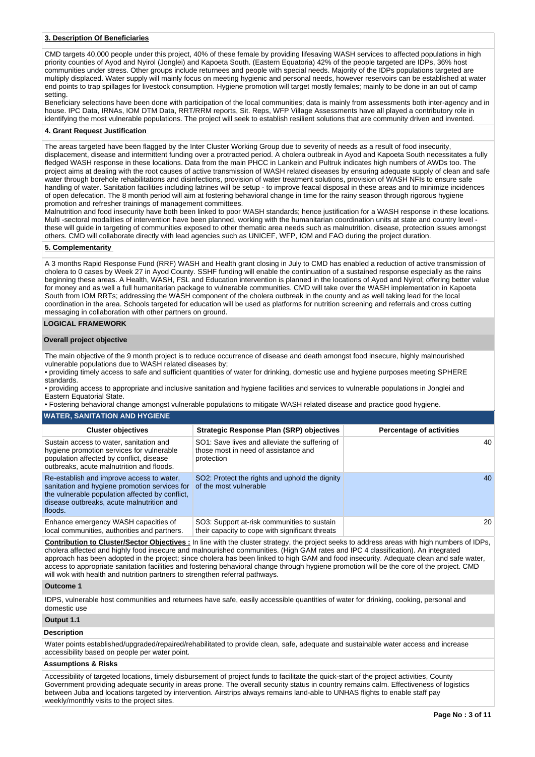### 3. Description Of Beneficiaries

CMD targets 40,000 people under this project, 40% of these female by providing lifesaving WASH services to affected populations in high priority counties of Ayod and Nyirol (Jonglei) and Kapoeta South. (Eastern Equatoria) 42% of the people targeted are IDPs, 36% host communities under stress. Other groups include returnees and people with special needs. Majority of the IDPs populations targeted are multiply displaced. Water supply will mainly focus on meeting hygienic and personal needs, however reservoirs can be established at water end points to trap spillages for livestock consumption. Hygiene promotion will target mostly females; mainly to be done in an out of camp setting.

Beneficiary selections have been done with participation of the local communities; data is mainly from assessments both inter-agency and in house. IPC Data, IRNAs, IOM DTM Data, RRT/RRM reports, Sit. Reps, WFP Village Assessments have all played a contributory role in identifying the most vulnerable populations. The project will seek to establish resilient solutions that are community driven and invented.

### 4. Grant Request Justification

The areas targeted have been flagged by the Inter Cluster Working Group due to severity of needs as a result of food insecurity, displacement, disease and intermittent funding over a protracted period. A cholera outbreak in Ayod and Kapoeta South necessitates a fully fledged WASH response in these locations. Data from the main PHCC in Lankein and Pultruk indicates high numbers of AWDs too. The project aims at dealing with the root causes of active transmission of WASH related diseases by ensuring adequate supply of clean and safe water through borehole rehabilitations and disinfections, provision of water treatment solutions, provision of WASH NFIs to ensure safe handling of water. Sanitation facilities including latrines will be setup - to improve feacal disposal in these areas and to minimize incidences of open defecation. The 8 month period will aim at fostering behavioral change in time for the rainy season through rigorous hygiene promotion and refresher trainings of management committees.

Malnutrition and food insecurity have both been linked to poor WASH standards; hence justification for a WASH response in these locations. Multi -sectoral modalities of intervention have been planned, working with the humanitarian coordination units at state and country level - these will guide in targeting of communities exposed to other thematic area needs such as malnutrition, disease, protection issues amongst others. CMD will collaborate directly with lead agencies such as UNICEF, WFP, IOM and FAO during the project duration.

### 5. Complementarity

A 3 months Rapid Response Fund (RRF) WASH and Health grant closing in July to CMD has enabled a reduction of active transmission of cholera to 0 cases by Week 27 in Ayod County. SSHF funding will enable the continuation of a sustained response especially as the rains beginning these areas. A Health, WASH, FSL and Education intervention is planned in the locations of Ayod and Nyirol; offering better value for money and as well a full humanitarian package to vulnerable communities. CMD will take over the WASH implementation in Kapoeta South from IOM RRTs; addressing the WASH component of the cholera outbreak in the county and as well taking lead for the local coordination in the area. Schools targeted for education will be used as platforms for nutrition screening and referrals and cross cutting messaging in collaboration with other partners on ground.

## LOGICAL FRAMEWORK

### Overall project objective

The main objective of the 9 month project is to reduce occurrence of disease and death amongst food insecure, highly malnourished vulnerable populations due to WASH related diseases by;

- providing timely access to safe and sufficient quantities of water for drinking, domestic use and hygiene purposes meeting SPHERE standards.
- providing access to appropriate and inclusive sanitation and hygiene facilities and services to vulnerable populations in Jonglei and Eastern Equatorial State.
- Fostering behavioral change amongst vulnerable populations to mitigate WASH related disease and practice good hygiene.

### WATER, SANITATION AND HYGIENE

| Cluster objectives | Strategic Response Plan (SRP) objectives | Percentage of activities |
|---|---|---|
| Sustain access to water, sanitation and hygiene promotion services for vulnerable population affected by conflict, disease outbreaks, acute malnutrition and floods. | SO1: Save lives and alleviate the suffering of those most in need of assistance and protection | 40 |
| Re-establish and improve access to water, sanitation and hygiene promotion services for the vulnerable population affected by conflict, disease outbreaks, acute malnutrition and floods. | SO2: Protect the rights and uphold the dignity of the most vulnerable | 40 |
| Enhance emergency WASH capacities of local communities, authorities and partners. | SO3: Support at-risk communities to sustain their capacity to cope with significant threats | 20 |

**Contribution to Cluster/Sector Objectives :** In line with the cluster strategy, the project seeks to address areas with high numbers of IDPs, cholera affected and highly food insecure and malnourished communities. (High GAM rates and IPC 4 classification). An integrated approach has been adopted in the project; since cholera has been linked to high GAM and food insecurity. Adequate clean and safe water, access to appropriate sanitation facilities and fostering behavioral change through hygiene promotion will be the core of the project. CMD will wok with health and nutrition partners to strengthen referral pathways.

#### Outcome 1

IDPS, vulnerable host communities and returnees have safe, easily accessible quantities of water for drinking, cooking, personal and domestic use

#### Output 1.1

**Description**

Water points established/upgraded/repaired/rehabilitated to provide clean, safe, adequate and sustainable water access and increase accessibility based on people per water point.

**Assumptions & Risks**

Accessibility of targeted locations, timely disbursement of project funds to facilitate the quick-start of the project activities, County Government providing adequate security in areas prone. The overall security status in country remains calm. Effectiveness of logistics between Juba and locations targeted by intervention. Airstrips always remains land-able to UNHAS flights to enable staff pay weekly/monthly visits to the project sites.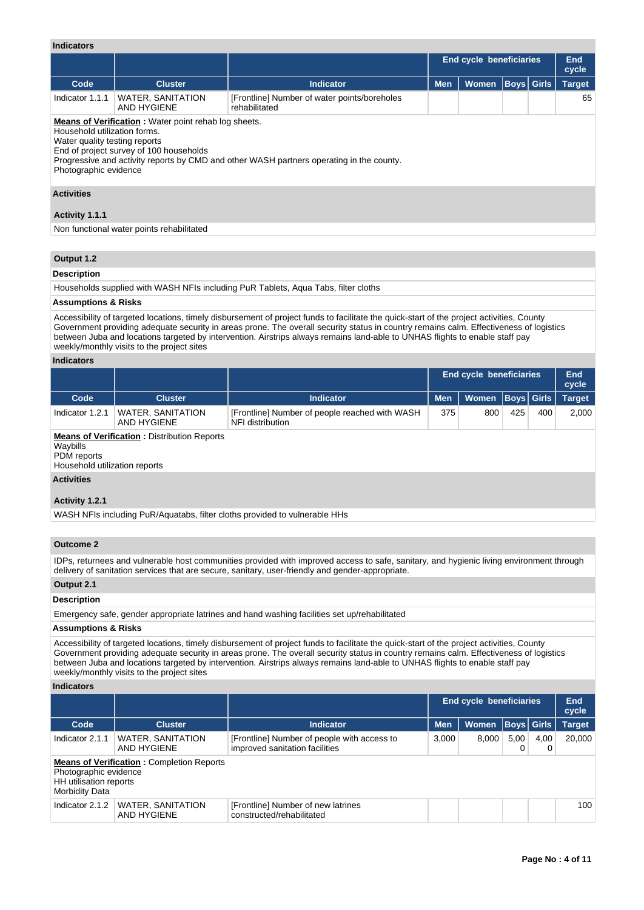### Indicators

| | | | End cycle beneficiaries | | | | End cycle |
|---|---|---|---|---|---|---|---|
| Code | Cluster | Indicator | Men | Women | Boys | Girls | Target |
| Indicator 1.1.1 | WATER, SANITATION AND HYGIENE | [Frontline] Number of water points/boreholes rehabilitated | | | | | 65 |

**Means of Verification :** Water point rehab log sheets.
Household utilization forms.
Water quality testing reports
End of project survey of 100 households
Progressive and activity reports by CMD and other WASH partners operating in the county.
Photographic evidence

### Activities

**Activity 1.1.1**

Non functional water points rehabilitated

## Output 1.2

### Description

Households supplied with WASH NFIs including PuR Tablets, Aqua Tabs, filter cloths

### Assumptions & Risks

Accessibility of targeted locations, timely disbursement of project funds to facilitate the quick-start of the project activities, County Government providing adequate security in areas prone. The overall security status in country remains calm. Effectiveness of logistics between Juba and locations targeted by intervention. Airstrips always remains land-able to UNHAS flights to enable staff pay weekly/monthly visits to the project sites

### Indicators

| | | | End cycle beneficiaries | | | | End cycle |
|---|---|---|---|---|---|---|---|
| Code | Cluster | Indicator | Men | Women | Boys | Girls | Target |
| Indicator 1.2.1 | WATER, SANITATION AND HYGIENE | [Frontline] Number of people reached with WASH NFI distribution | 375 | 800 | 425 | 400 | 2,000 |

**Means of Verification :** Distribution Reports
Waybills
PDM reports
Household utilization reports

### Activities

**Activity 1.2.1**

WASH NFIs including PuR/Aquatabs, filter cloths provided to vulnerable HHs

## Outcome 2

IDPs, returnees and vulnerable host communities provided with improved access to safe, sanitary, and hygienic living environment through delivery of sanitation services that are secure, sanitary, user-friendly and gender-appropriate.

## Output 2.1

### Description

Emergency safe, gender appropriate latrines and hand washing facilities set up/rehabilitated

### Assumptions & Risks

Accessibility of targeted locations, timely disbursement of project funds to facilitate the quick-start of the project activities, County Government providing adequate security in areas prone. The overall security status in country remains calm. Effectiveness of logistics between Juba and locations targeted by intervention. Airstrips always remains land-able to UNHAS flights to enable staff pay weekly/monthly visits to the project sites

### Indicators

| | | | End cycle beneficiaries | | | | End cycle |
|---|---|---|---|---|---|---|---|
| Code | Cluster | Indicator | Men | Women | Boys | Girls | Target |
| Indicator 2.1.1 | WATER, SANITATION AND HYGIENE | [Frontline] Number of people with access to improved sanitation facilities | 3,000 | 8,000 | 5,000 | 4,000 | 20,000 |
| **Means of Verification :** Completion Reports<br>Photographic evidence<br>HH utilisation reports<br>Morbidity Data | | | | | | | |
| Indicator 2.1.2 | WATER, SANITATION AND HYGIENE | [Frontline] Number of new latrines constructed/rehabilitated | | | | | 100 |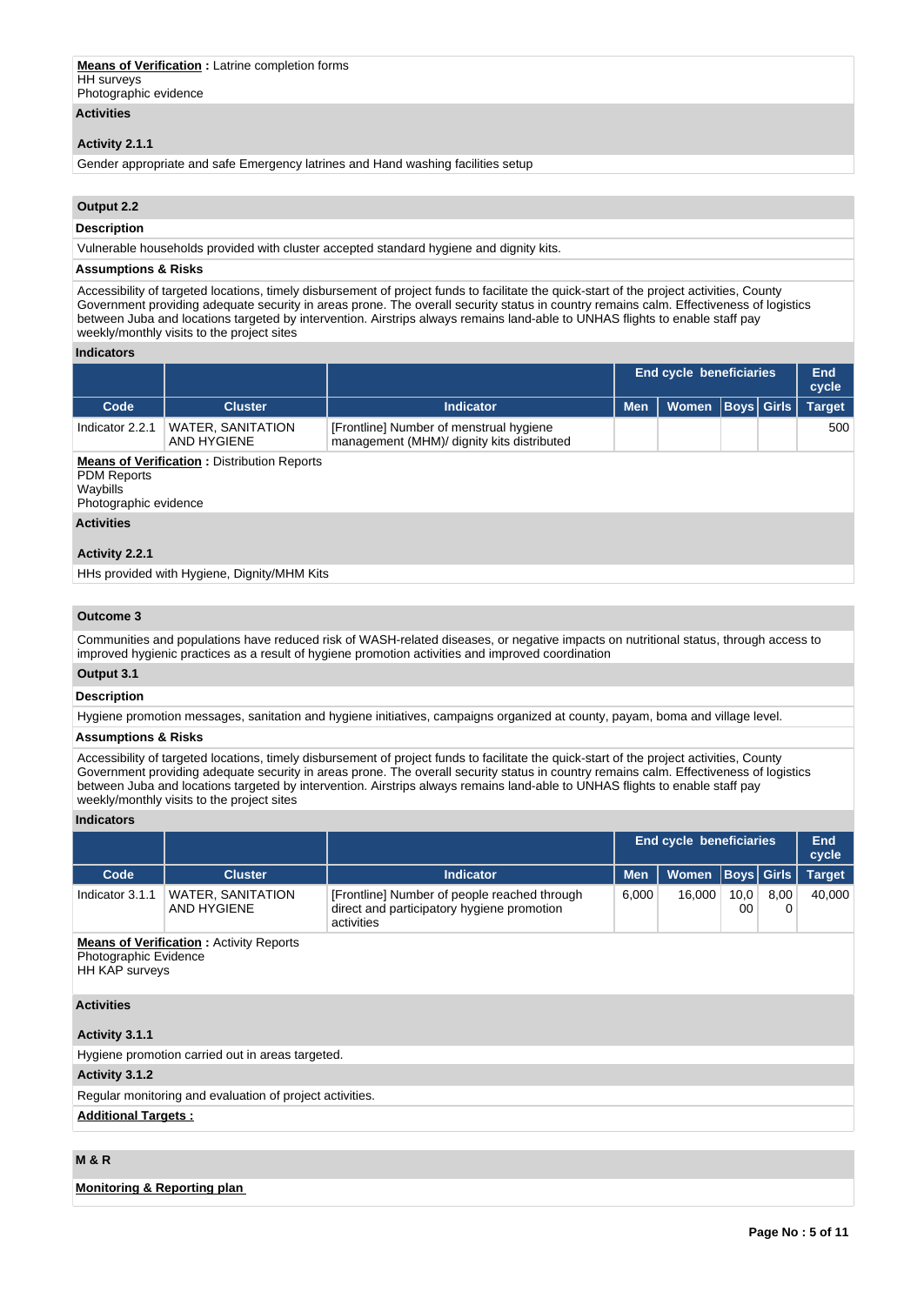**Means of Verification :** Latrine completion forms
HH surveys
Photographic evidence

**Activities**

**Activity 2.1.1**

Gender appropriate and safe Emergency latrines and Hand washing facilities setup

**Output 2.2**

**Description**

Vulnerable households provided with cluster accepted standard hygiene and dignity kits.

**Assumptions & Risks**

Accessibility of targeted locations, timely disbursement of project funds to facilitate the quick-start of the project activities, County Government providing adequate security in areas prone. The overall security status in country remains calm. Effectiveness of logistics between Juba and locations targeted by intervention. Airstrips always remains land-able to UNHAS flights to enable staff pay weekly/monthly visits to the project sites

**Indicators**

| | | | End cycle beneficiaries | | | | End cycle |
|---|---|---|---|---|---|---|---|
| Code | Cluster | Indicator | Men | Women | Boys | Girls | Target |
| Indicator 2.2.1 | WATER, SANITATION AND HYGIENE | [Frontline] Number of menstrual hygiene management (MHM)/ dignity kits distributed | | | | | 500 |

**Means of Verification :** Distribution Reports
PDM Reports
Waybills
Photographic evidence

**Activities**

**Activity 2.2.1**

HHs provided with Hygiene, Dignity/MHM Kits

**Outcome 3**

Communities and populations have reduced risk of WASH-related diseases, or negative impacts on nutritional status, through access to improved hygienic practices as a result of hygiene promotion activities and improved coordination

**Output 3.1**

**Description**

Hygiene promotion messages, sanitation and hygiene initiatives, campaigns organized at county, payam, boma and village level.

**Assumptions & Risks**

Accessibility of targeted locations, timely disbursement of project funds to facilitate the quick-start of the project activities, County Government providing adequate security in areas prone. The overall security status in country remains calm. Effectiveness of logistics between Juba and locations targeted by intervention. Airstrips always remains land-able to UNHAS flights to enable staff pay weekly/monthly visits to the project sites

**Indicators**

| | | | End cycle beneficiaries | | | | End cycle |
|---|---|---|---|---|---|---|---|
| Code | Cluster | Indicator | Men | Women | Boys | Girls | Target |
| Indicator 3.1.1 | WATER, SANITATION AND HYGIENE | [Frontline] Number of people reached through direct and participatory hygiene promotion activities | 6,000 | 16,000 | 10,000 | 8,000 | 40,000 |

**Means of Verification :** Activity Reports
Photographic Evidence
HH KAP surveys

**Activities**

**Activity 3.1.1**

Hygiene promotion carried out in areas targeted.

**Activity 3.1.2**

Regular monitoring and evaluation of project activities.

**Additional Targets :**

**M & R**

**Monitoring & Reporting plan**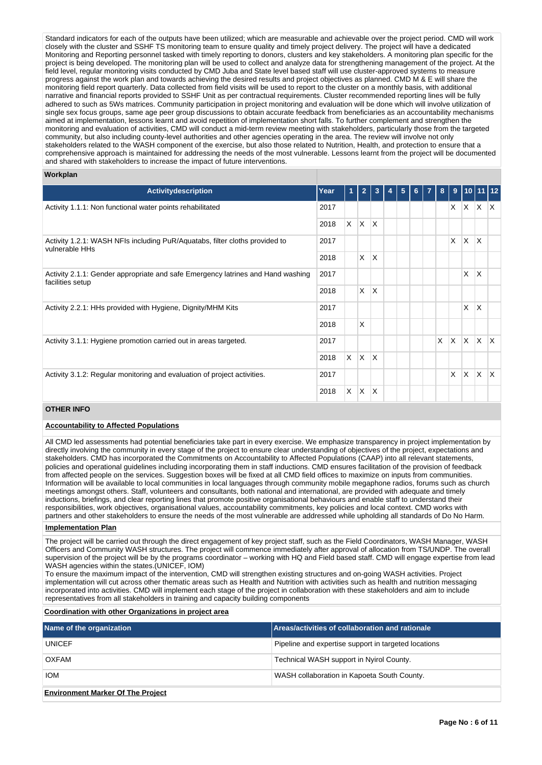Standard indicators for each of the outputs have been utilized; which are measurable and achievable over the project period. CMD will work closely with the cluster and SSHF TS monitoring team to ensure quality and timely project delivery. The project will have a dedicated Monitoring and Reporting personnel tasked with timely reporting to donors, clusters and key stakeholders. A monitoring plan specific for the project is being developed. The monitoring plan will be used to collect and analyze data for strengthening management of the project. At the field level, regular monitoring visits conducted by CMD Juba and State level based staff will use cluster-approved systems to measure progress against the work plan and towards achieving the desired results and project objectives as planned. CMD M & E will share the monitoring field report quarterly. Data collected from field visits will be used to report to the cluster on a monthly basis, with additional narrative and financial reports provided to SSHF Unit as per contractual requirements. Cluster recommended reporting lines will be fully adhered to such as 5Ws matrices. Community participation in project monitoring and evaluation will be done which will involve utilization of single sex focus groups, same age peer group discussions to obtain accurate feedback from beneficiaries as an accountability mechanisms aimed at implementation, lessons learnt and avoid repetition of implementation short falls. To further complement and strengthen the monitoring and evaluation of activities, CMD will conduct a mid-term review meeting with stakeholders, particularly those from the targeted community, but also including county-level authorities and other agencies operating in the area. The review will involve not only stakeholders related to the WASH component of the exercise, but also those related to Nutrition, Health, and protection to ensure that a comprehensive approach is maintained for addressing the needs of the most vulnerable. Lessons learnt from the project will be documented and shared with stakeholders to increase the impact of future interventions.

**Workplan**

| Activitydescription | Year | 1 | 2 | 3 | 4 | 5 | 6 | 7 | 8 | 9 | 10 | 11 | 12 |
|---|---|---|---|---|---|---|---|---|---|---|---|---|---|
| Activity 1.1.1: Non functional water points rehabilitated | 2017 | | | | | | | | | X | X | X | X |
| | 2018 | X | X | X | | | | | | | | | |
| Activity 1.2.1: WASH NFIs including PuR/Aquatabs, filter cloths provided to vulnerable HHs | 2017 | | | | | | | | | X | X | X | |
| | 2018 | | X | X | | | | | | | | | |
| Activity 2.1.1: Gender appropriate and safe Emergency latrines and Hand washing facilities setup | 2017 | | | | | | | | | | X | X | |
| | 2018 | | X | X | | | | | | | | | |
| Activity 2.2.1: HHs provided with Hygiene, Dignity/MHM Kits | 2017 | | | | | | | | | | X | X | |
| | 2018 | | X | | | | | | | | | | |
| Activity 3.1.1: Hygiene promotion carried out in areas targeted. | 2017 | | | | | | | | X | X | X | X | X |
| | 2018 | X | X | X | | | | | | | | | |
| Activity 3.1.2: Regular monitoring and evaluation of project activities. | 2017 | | | | | | | | | X | X | X | X |
| | 2018 | X | X | X | | | | | | | | | |

## OTHER INFO

**Accountability to Affected Populations**

All CMD led assessments had potential beneficiaries take part in every exercise. We emphasize transparency in project implementation by directly involving the community in every stage of the project to ensure clear understanding of objectives of the project, expectations and stakeholders. CMD has incorporated the Commitments on Accountability to Affected Populations (CAAP) into all relevant statements, policies and operational guidelines including incorporating them in staff inductions. CMD ensures facilitation of the provision of feedback from affected people on the services. Suggestion boxes will be fixed at all CMD field offices to maximize on inputs from communities. Information will be available to local communities in local languages through community mobile megaphone radios, forums such as church meetings amongst others. Staff, volunteers and consultants, both national and international, are provided with adequate and timely inductions, briefings, and clear reporting lines that promote positive organisational behaviours and enable staff to understand their responsibilities, work objectives, organisational values, accountability commitments, key policies and local context. CMD works with partners and other stakeholders to ensure the needs of the most vulnerable are addressed while upholding all standards of Do No Harm.

**Implementation Plan**

The project will be carried out through the direct engagement of key project staff, such as the Field Coordinators, WASH Manager, WASH Officers and Community WASH structures. The project will commence immediately after approval of allocation from TS/UNDP. The overall supervision of the project will be by the programs coordinator – working with HQ and Field based staff. CMD will engage expertise from lead WASH agencies within the states.(UNICEF, IOM)
To ensure the maximum impact of the intervention, CMD will strengthen existing structures and on-going WASH activities. Project implementation will cut across other thematic areas such as Health and Nutrition with activities such as health and nutrition messaging incorporated into activities. CMD will implement each stage of the project in collaboration with these stakeholders and aim to include representatives from all stakeholders in training and capacity building components

**Coordination with other Organizations in project area**

| Name of the organization | Areas/activities of collaboration and rationale |
|---|---|
| UNICEF | Pipeline and expertise support in targeted locations |
| OXFAM | Technical WASH support in Nyirol County. |
| IOM | WASH collaboration in Kapoeta South County. |

**Environment Marker Of The Project**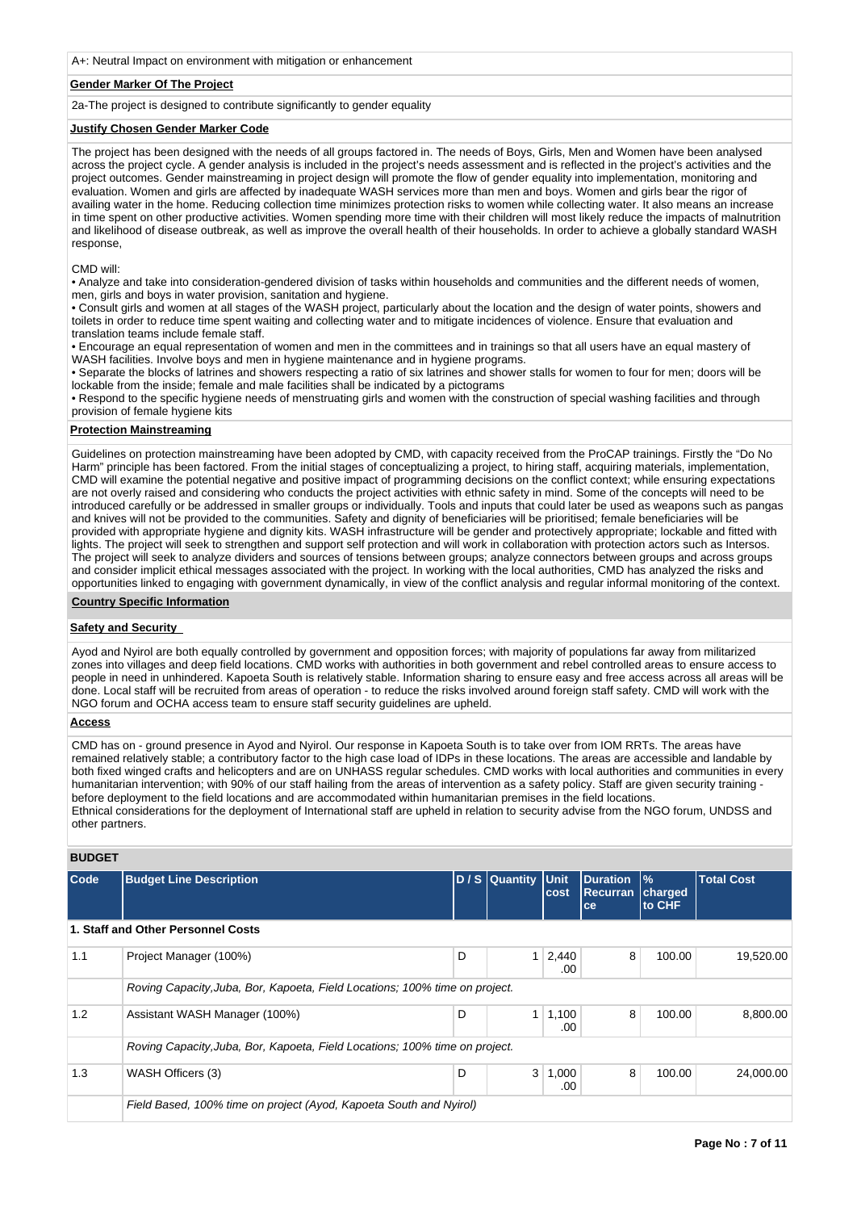A+: Neutral Impact on environment with mitigation or enhancement

**Gender Marker Of The Project**

2a-The project is designed to contribute significantly to gender equality

**Justify Chosen Gender Marker Code**

The project has been designed with the needs of all groups factored in. The needs of Boys, Girls, Men and Women have been analysed across the project cycle. A gender analysis is included in the project's needs assessment and is reflected in the project's activities and the project outcomes. Gender mainstreaming in project design will promote the flow of gender equality into implementation, monitoring and evaluation. Women and girls are affected by inadequate WASH services more than men and boys. Women and girls bear the rigor of availing water in the home. Reducing collection time minimizes protection risks to women while collecting water. It also means an increase in time spent on other productive activities. Women spending more time with their children will most likely reduce the impacts of malnutrition and likelihood of disease outbreak, as well as improve the overall health of their households. In order to achieve a globally standard WASH response,

CMD will:

- Analyze and take into consideration-gendered division of tasks within households and communities and the different needs of women, men, girls and boys in water provision, sanitation and hygiene.
- Consult girls and women at all stages of the WASH project, particularly about the location and the design of water points, showers and toilets in order to reduce time spent waiting and collecting water and to mitigate incidences of violence. Ensure that evaluation and translation teams include female staff.
- Encourage an equal representation of women and men in the committees and in trainings so that all users have an equal mastery of WASH facilities. Involve boys and men in hygiene maintenance and in hygiene programs.
- Separate the blocks of latrines and showers respecting a ratio of six latrines and shower stalls for women to four for men; doors will be lockable from the inside; female and male facilities shall be indicated by a pictograms
- Respond to the specific hygiene needs of menstruating girls and women with the construction of special washing facilities and through provision of female hygiene kits

**Protection Mainstreaming**

Guidelines on protection mainstreaming have been adopted by CMD, with capacity received from the ProCAP trainings. Firstly the "Do No Harm" principle has been factored. From the initial stages of conceptualizing a project, to hiring staff, acquiring materials, implementation, CMD will examine the potential negative and positive impact of programming decisions on the conflict context; while ensuring expectations are not overly raised and considering who conducts the project activities with ethnic safety in mind. Some of the concepts will need to be introduced carefully or be addressed in smaller groups or individually. Tools and inputs that could later be used as weapons such as pangas and knives will not be provided to the communities. Safety and dignity of beneficiaries will be prioritised; female beneficiaries will be provided with appropriate hygiene and dignity kits. WASH infrastructure will be gender and protectively appropriate; lockable and fitted with lights. The project will seek to strengthen and support self protection and will work in collaboration with protection actors such as Intersos. The project will seek to analyze dividers and sources of tensions between groups; analyze connectors between groups and across groups and consider implicit ethical messages associated with the project. In working with the local authorities, CMD has analyzed the risks and opportunities linked to engaging with government dynamically, in view of the conflict analysis and regular informal monitoring of the context.

**Country Specific Information**

**Safety and Security**

Ayod and Nyirol are both equally controlled by government and opposition forces; with majority of populations far away from militarized zones into villages and deep field locations. CMD works with authorities in both government and rebel controlled areas to ensure access to people in need in unhindered. Kapoeta South is relatively stable. Information sharing to ensure easy and free access across all areas will be done. Local staff will be recruited from areas of operation - to reduce the risks involved around foreign staff safety. CMD will work with the NGO forum and OCHA access team to ensure staff security guidelines are upheld.

**Access**

CMD has on - ground presence in Ayod and Nyirol. Our response in Kapoeta South is to take over from IOM RRTs. The areas have remained relatively stable; a contributory factor to the high case load of IDPs in these locations. The areas are accessible and landable by both fixed winged crafts and helicopters and are on UNHASS regular schedules. CMD works with local authorities and communities in every humanitarian intervention; with 90% of our staff hailing from the areas of intervention as a safety policy. Staff are given security training - before deployment to the field locations and are accommodated within humanitarian premises in the field locations.
Ethnical considerations for the deployment of International staff are upheld in relation to security advise from the NGO forum, UNDSS and other partners.

**BUDGET**

| Code | Budget Line Description | D / S | Quantity | Unit cost | Duration Recurrance | % charged to CHF | Total Cost |
|---|---|---|---|---|---|---|---|
| **1. Staff and Other Personnel Costs** | | | | | | | |
| 1.1 | Project Manager (100%) | D | 1 | 2,440.00 | 8 | 100.00 | 19,520.00 |
| | *Roving Capacity,Juba, Bor, Kapoeta, Field Locations; 100% time on project.* | | | | | | |
| 1.2 | Assistant WASH Manager (100%) | D | 1 | 1,100.00 | 8 | 100.00 | 8,800.00 |
| | *Roving Capacity,Juba, Bor, Kapoeta, Field Locations; 100% time on project.* | | | | | | |
| 1.3 | WASH Officers (3) | D | 3 | 1,000.00 | 8 | 100.00 | 24,000.00 |
| | *Field Based, 100% time on project (Ayod, Kapoeta South and Nyirol)* | | | | | | |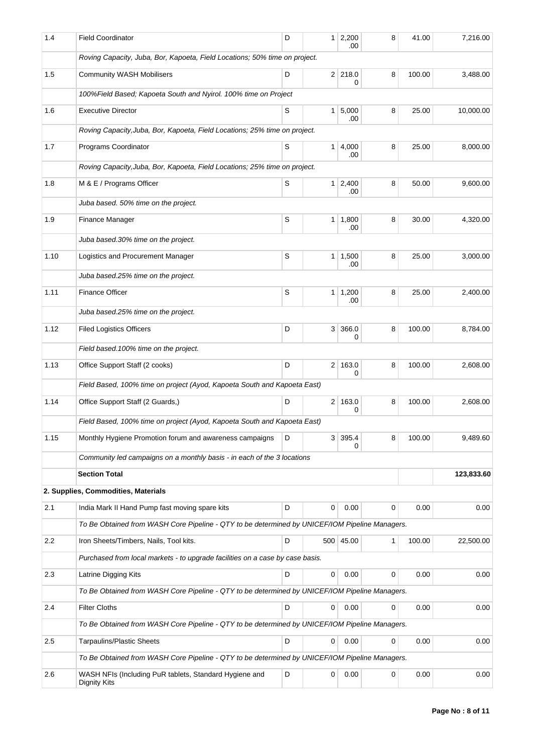| 1.4 | Field Coordinator | D | 1 | 2,200.00 | 8 | 41.00 | 7,216.00 |
|---|---|---|---|---|---|---|---|
| | Roving Capacity, Juba, Bor, Kapoeta, Field Locations; 50% time on project. | | | | | | |
| 1.5 | Community WASH Mobilisers | D | 2 | 218.00 | 8 | 100.00 | 3,488.00 |
| | 100%Field Based; Kapoeta South and Nyirol. 100% time on Project | | | | | | |
| 1.6 | Executive Director | S | 1 | 5,000.00 | 8 | 25.00 | 10,000.00 |
| | Roving Capacity,Juba, Bor, Kapoeta, Field Locations; 25% time on project. | | | | | | |
| 1.7 | Programs Coordinator | S | 1 | 4,000.00 | 8 | 25.00 | 8,000.00 |
| | Roving Capacity,Juba, Bor, Kapoeta, Field Locations; 25% time on project. | | | | | | |
| 1.8 | M & E / Programs Officer | S | 1 | 2,400.00 | 8 | 50.00 | 9,600.00 |
| | Juba based. 50% time on the project. | | | | | | |
| 1.9 | Finance Manager | S | 1 | 1,800.00 | 8 | 30.00 | 4,320.00 |
| | Juba based.30% time on the project. | | | | | | |
| 1.10 | Logistics and Procurement Manager | S | 1 | 1,500.00 | 8 | 25.00 | 3,000.00 |
| | Juba based.25% time on the project. | | | | | | |
| 1.11 | Finance Officer | S | 1 | 1,200.00 | 8 | 25.00 | 2,400.00 |
| | Juba based.25% time on the project. | | | | | | |
| 1.12 | Filed Logistics Officers | D | 3 | 366.00 | 8 | 100.00 | 8,784.00 |
| | Field based.100% time on the project. | | | | | | |
| 1.13 | Office Support Staff (2 cooks) | D | 2 | 163.00 | 8 | 100.00 | 2,608.00 |
| | Field Based, 100% time on project (Ayod, Kapoeta South and Kapoeta East) | | | | | | |
| 1.14 | Office Support Staff (2 Guards,) | D | 2 | 163.00 | 8 | 100.00 | 2,608.00 |
| | Field Based, 100% time on project (Ayod, Kapoeta South and Kapoeta East) | | | | | | |
| 1.15 | Monthly Hygiene Promotion forum and awareness campaigns | D | 3 | 395.40 | 8 | 100.00 | 9,489.60 |
| | Community led campaigns on a monthly basis - in each of the 3 locations | | | | | | |
| | **Section Total** | | | | | | **123,833.60** |
| **2. Supplies, Commodities, Materials** | | | | | | | |
| 2.1 | India Mark II Hand Pump fast moving spare kits | D | 0 | 0.00 | 0 | 0.00 | 0.00 |
| | To Be Obtained from WASH Core Pipeline - QTY to be determined by UNICEF/IOM Pipeline Managers. | | | | | | |
| 2.2 | Iron Sheets/Timbers, Nails, Tool kits. | D | 500 | 45.00 | 1 | 100.00 | 22,500.00 |
| | Purchased from local markets - to upgrade facilities on a case by case basis. | | | | | | |
| 2.3 | Latrine Digging Kits | D | 0 | 0.00 | 0 | 0.00 | 0.00 |
| | To Be Obtained from WASH Core Pipeline - QTY to be determined by UNICEF/IOM Pipeline Managers. | | | | | | |
| 2.4 | Filter Cloths | D | 0 | 0.00 | 0 | 0.00 | 0.00 |
| | To Be Obtained from WASH Core Pipeline - QTY to be determined by UNICEF/IOM Pipeline Managers. | | | | | | |
| 2.5 | Tarpaulins/Plastic Sheets | D | 0 | 0.00 | 0 | 0.00 | 0.00 |
| | To Be Obtained from WASH Core Pipeline - QTY to be determined by UNICEF/IOM Pipeline Managers. | | | | | | |
| 2.6 | WASH NFIs (Including PuR tablets, Standard Hygiene and Dignity Kits | D | 0 | 0.00 | 0 | 0.00 | 0.00 |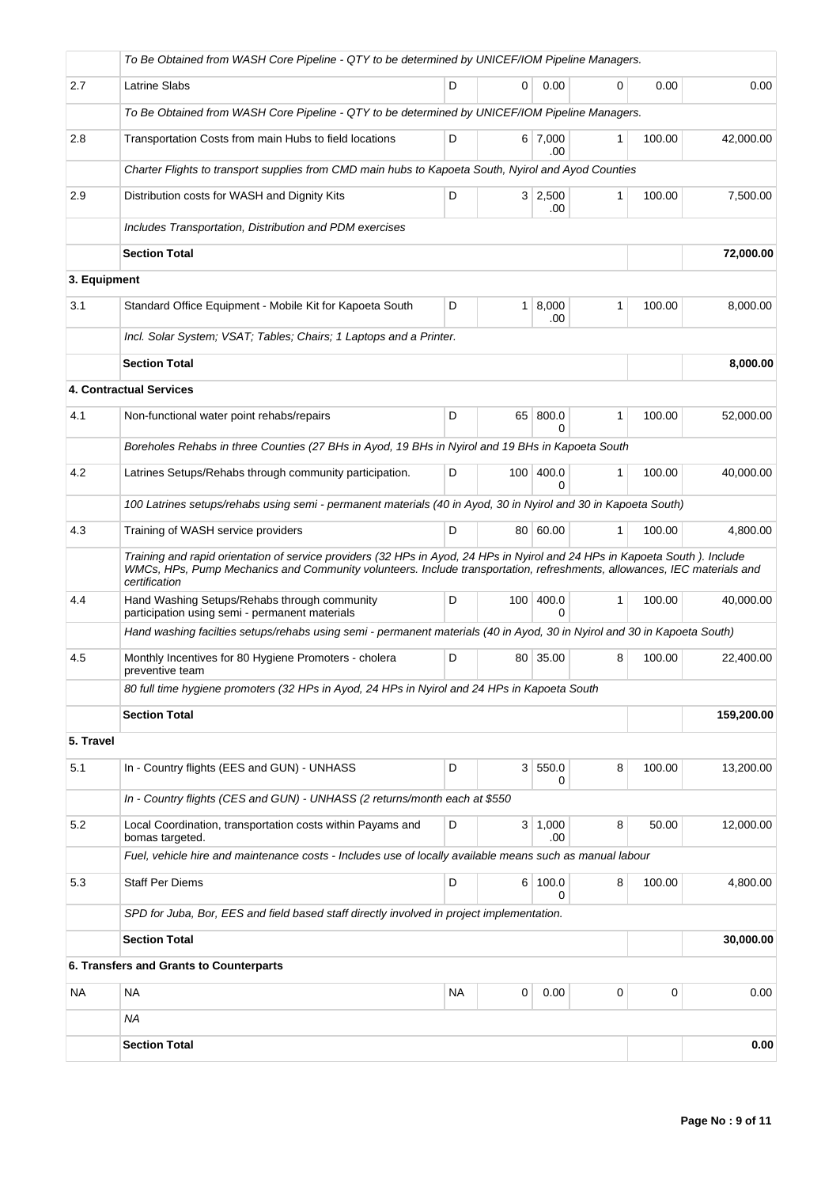| | To Be Obtained from WASH Core Pipeline - QTY to be determined by UNICEF/IOM Pipeline Managers. | | | | | | |
|---|---|---|---|---|---|---|---|
| 2.7 | Latrine Slabs | D | 0 | 0.00 | 0 | 0.00 | 0.00 |
| | To Be Obtained from WASH Core Pipeline - QTY to be determined by UNICEF/IOM Pipeline Managers. | | | | | | |
| 2.8 | Transportation Costs from main Hubs to field locations | D | 6 | 7,000.00 | 1 | 100.00 | 42,000.00 |
| | Charter Flights to transport supplies from CMD main hubs to Kapoeta South, Nyirol and Ayod Counties | | | | | | |
| 2.9 | Distribution costs for WASH and Dignity Kits | D | 3 | 2,500.00 | 1 | 100.00 | 7,500.00 |
| | Includes Transportation, Distribution and PDM exercises | | | | | | |
| | **Section Total** | | | | | | **72,000.00** |
| **3. Equipment** | | | | | | | |
| 3.1 | Standard Office Equipment - Mobile Kit for Kapoeta South | D | 1 | 8,000.00 | 1 | 100.00 | 8,000.00 |
| | Incl. Solar System; VSAT; Tables; Chairs; 1 Laptops and a Printer. | | | | | | |
| | **Section Total** | | | | | | **8,000.00** |
| | **4. Contractual Services** | | | | | | |
| 4.1 | Non-functional water point rehabs/repairs | D | 65 | 800.00 | 1 | 100.00 | 52,000.00 |
| | Boreholes Rehabs in three Counties (27 BHs in Ayod, 19 BHs in Nyirol and 19 BHs in Kapoeta South | | | | | | |
| 4.2 | Latrines Setups/Rehabs through community participation. | D | 100 | 400.00 | 1 | 100.00 | 40,000.00 |
| | 100 Latrines setups/rehabs using semi - permanent materials (40 in Ayod, 30 in Nyirol and 30 in Kapoeta South) | | | | | | |
| 4.3 | Training of WASH service providers | D | 80 | 60.00 | 1 | 100.00 | 4,800.00 |
| | Training and rapid orientation of service providers (32 HPs in Ayod, 24 HPs in Nyirol and 24 HPs in Kapoeta South ). Include WMCs, HPs, Pump Mechanics and Community volunteers. Include transportation, refreshments, allowances, IEC materials and certification | | | | | | |
| 4.4 | Hand Washing Setups/Rehabs through community participation using semi - permanent materials | D | 100 | 400.00 | 1 | 100.00 | 40,000.00 |
| | Hand washing facilties setups/rehabs using semi - permanent materials (40 in Ayod, 30 in Nyirol and 30 in Kapoeta South) | | | | | | |
| 4.5 | Monthly Incentives for 80 Hygiene Promoters - cholera preventive team | D | 80 | 35.00 | 8 | 100.00 | 22,400.00 |
| | 80 full time hygiene promoters (32 HPs in Ayod, 24 HPs in Nyirol and 24 HPs in Kapoeta South | | | | | | |
| | **Section Total** | | | | | | **159,200.00** |
| **5. Travel** | | | | | | | |
| 5.1 | In - Country flights (EES and GUN) - UNHASS | D | 3 | 550.00 | 8 | 100.00 | 13,200.00 |
| | In - Country flights (CES and GUN) - UNHASS (2 returns/month each at $550 | | | | | | |
| 5.2 | Local Coordination, transportation costs within Payams and bomas targeted. | D | 3 | 1,000.00 | 8 | 50.00 | 12,000.00 |
| | Fuel, vehicle hire and maintenance costs - Includes use of locally available means such as manual labour | | | | | | |
| 5.3 | Staff Per Diems | D | 6 | 100.00 | 8 | 100.00 | 4,800.00 |
| | SPD for Juba, Bor, EES and field based staff directly involved in project implementation. | | | | | | |
| | **Section Total** | | | | | | **30,000.00** |
| | **6. Transfers and Grants to Counterparts** | | | | | | |
| NA | NA | NA | 0 | 0.00 | 0 | 0 | 0.00 |
| | NA | | | | | | |
| | **Section Total** | | | | | | **0.00** |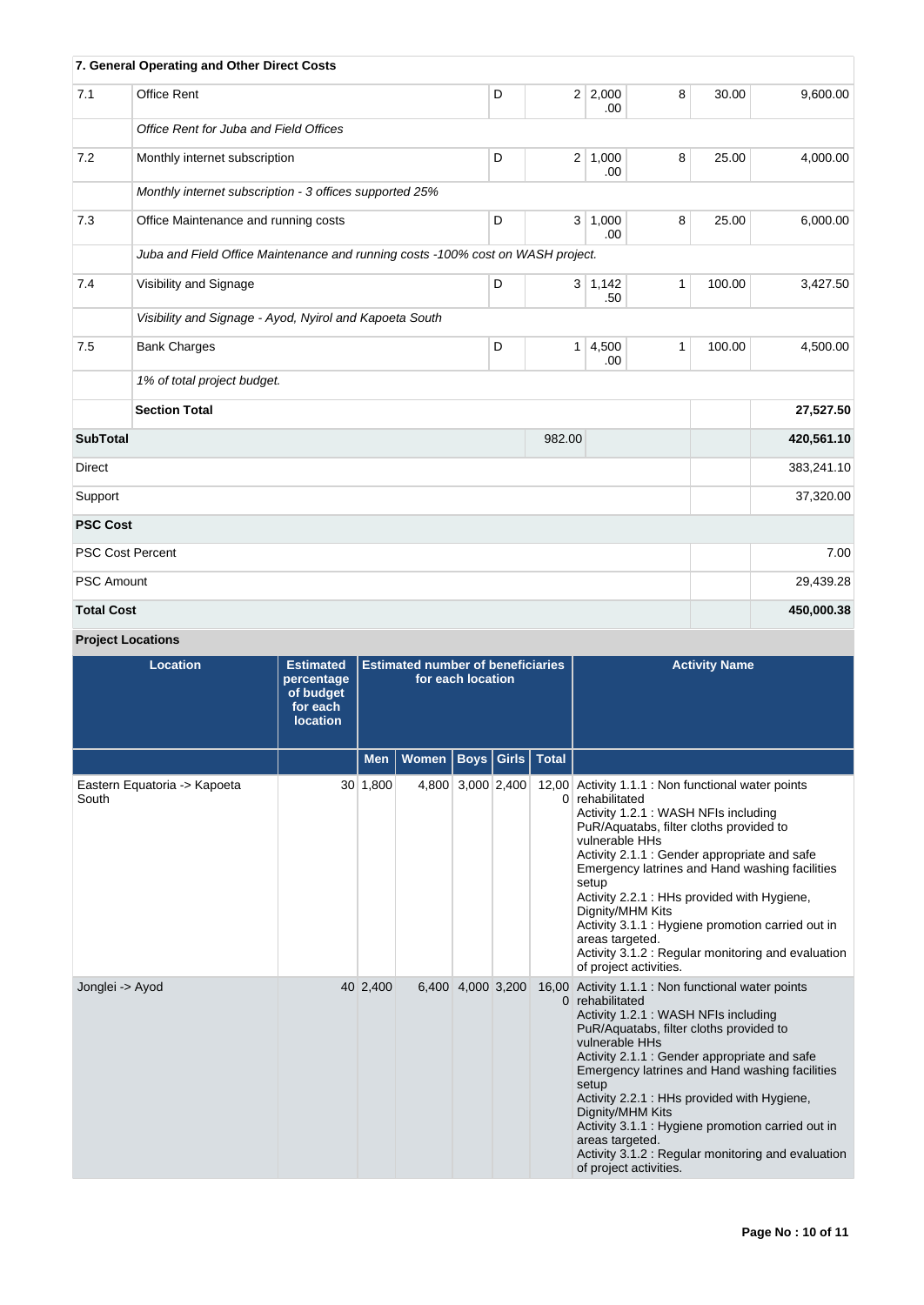| 7. General Operating and Other Direct Costs | | | | | | | |
|---|---|---|---|---|---|---|---|
| 7.1 | Office Rent | D | 2 | 2,000.00 | 8 | 30.00 | 9,600.00 |
| | *Office Rent for Juba and Field Offices* | | | | | | |
| 7.2 | Monthly internet subscription | D | 2 | 1,000.00 | 8 | 25.00 | 4,000.00 |
| | *Monthly internet subscription - 3 offices supported 25%* | | | | | | |
| 7.3 | Office Maintenance and running costs | D | 3 | 1,000.00 | 8 | 25.00 | 6,000.00 |
| | *Juba and Field Office Maintenance and running costs -100% cost on WASH project.* | | | | | | |
| 7.4 | Visibility and Signage | D | 3 | 1,142.50 | 1 | 100.00 | 3,427.50 |
| | *Visibility and Signage - Ayod, Nyirol and Kapoeta South* | | | | | | |
| 7.5 | Bank Charges | D | 1 | 4,500.00 | 1 | 100.00 | 4,500.00 |
| | *1% of total project budget.* | | | | | | |
| | **Section Total** | | | | | | **27,527.50** |
| **SubTotal** | | | 982.00 | | | | **420,561.10** |
| Direct | | | | | | | 383,241.10 |
| Support | | | | | | | 37,320.00 |
| **PSC Cost** | | | | | | | |
| PSC Cost Percent | | | | | | | 7.00 |
| PSC Amount | | | | | | | 29,439.28 |
| **Total Cost** | | | | | | | **450,000.38** |

**Project Locations**

| Location | Estimated percentage of budget for each location | Estimated number of beneficiaries for each location | | | | | Activity Name |
|---|---|---|---|---|---|---|---|
| | | Men | Women | Boys | Girls | Total | |
| Eastern Equatoria -> Kapoeta South | 30 | 1,800 | 4,800 | 3,000 | 2,400 | 12,000 | Activity 1.1.1 : Non functional water points rehabilitated<br>Activity 1.2.1 : WASH NFIs including PuR/Aquatabs, filter cloths provided to vulnerable HHs<br>Activity 2.1.1 : Gender appropriate and safe Emergency latrines and Hand washing facilities setup<br>Activity 2.2.1 : HHs provided with Hygiene, Dignity/MHM Kits<br>Activity 3.1.1 : Hygiene promotion carried out in areas targeted.<br>Activity 3.1.2 : Regular monitoring and evaluation of project activities. |
| Jonglei -> Ayod | 40 | 2,400 | 6,400 | 4,000 | 3,200 | 16,000 | Activity 1.1.1 : Non functional water points rehabilitated<br>Activity 1.2.1 : WASH NFIs including PuR/Aquatabs, filter cloths provided to vulnerable HHs<br>Activity 2.1.1 : Gender appropriate and safe Emergency latrines and Hand washing facilities setup<br>Activity 2.2.1 : HHs provided with Hygiene, Dignity/MHM Kits<br>Activity 3.1.1 : Hygiene promotion carried out in areas targeted.<br>Activity 3.1.2 : Regular monitoring and evaluation of project activities. |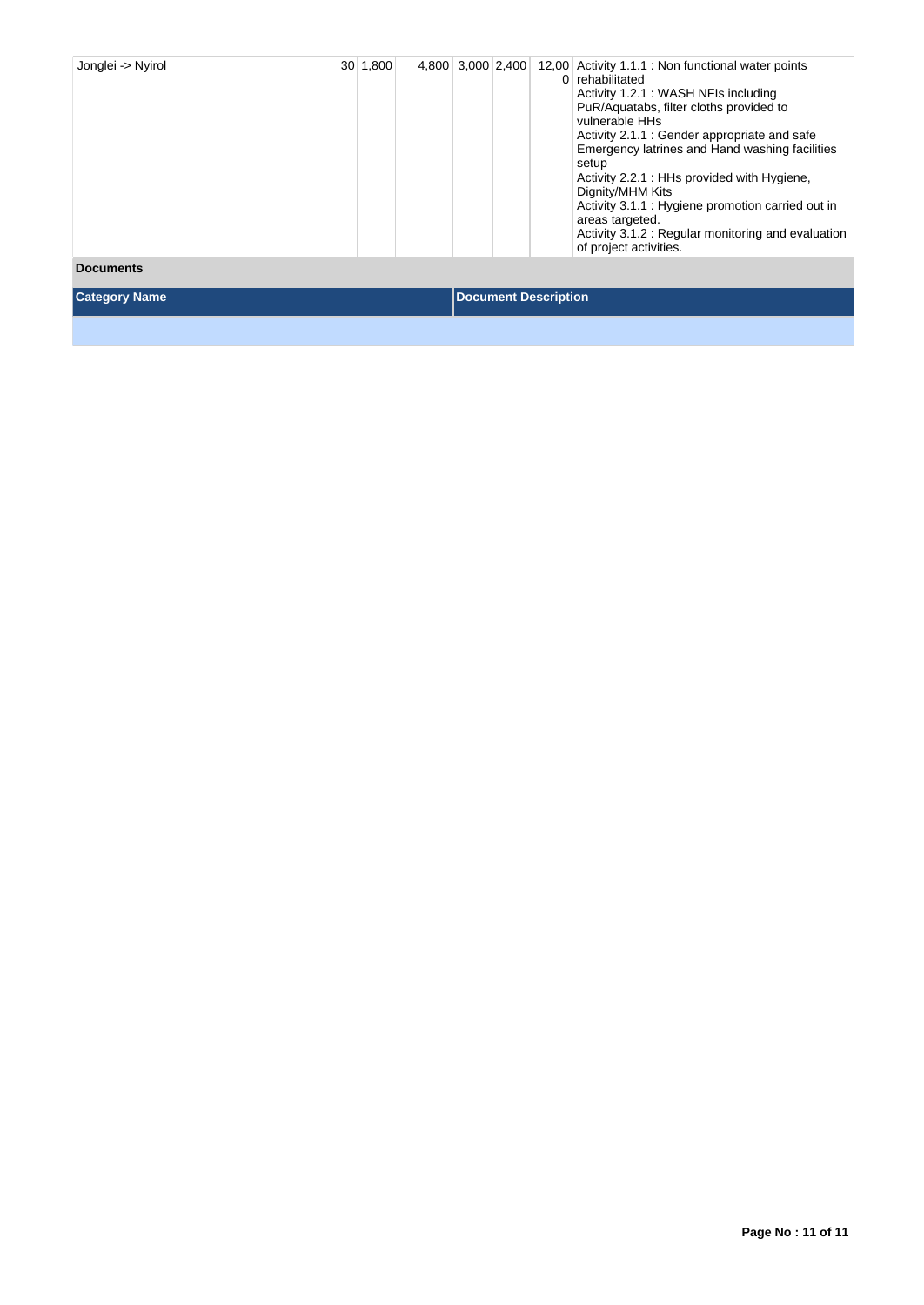| | | | | | | | |
|---|---|---|---|---|---|---|---|
| Jonglei -> Nyirol | 30 | 1,800 | 4,800 | 3,000 | 2,400 | 12,000 | Activity 1.1.1 : Non functional water points rehabilitated<br>Activity 1.2.1 : WASH NFIs including PuR/Aquatabs, filter cloths provided to vulnerable HHs<br>Activity 2.1.1 : Gender appropriate and safe Emergency latrines and Hand washing facilities setup<br>Activity 2.2.1 : HHs provided with Hygiene, Dignity/MHM Kits<br>Activity 3.1.1 : Hygiene promotion carried out in areas targeted.<br>Activity 3.1.2 : Regular monitoring and evaluation of project activities. |

**Documents**

| Category Name | Document Description |
|---|---|
| | |